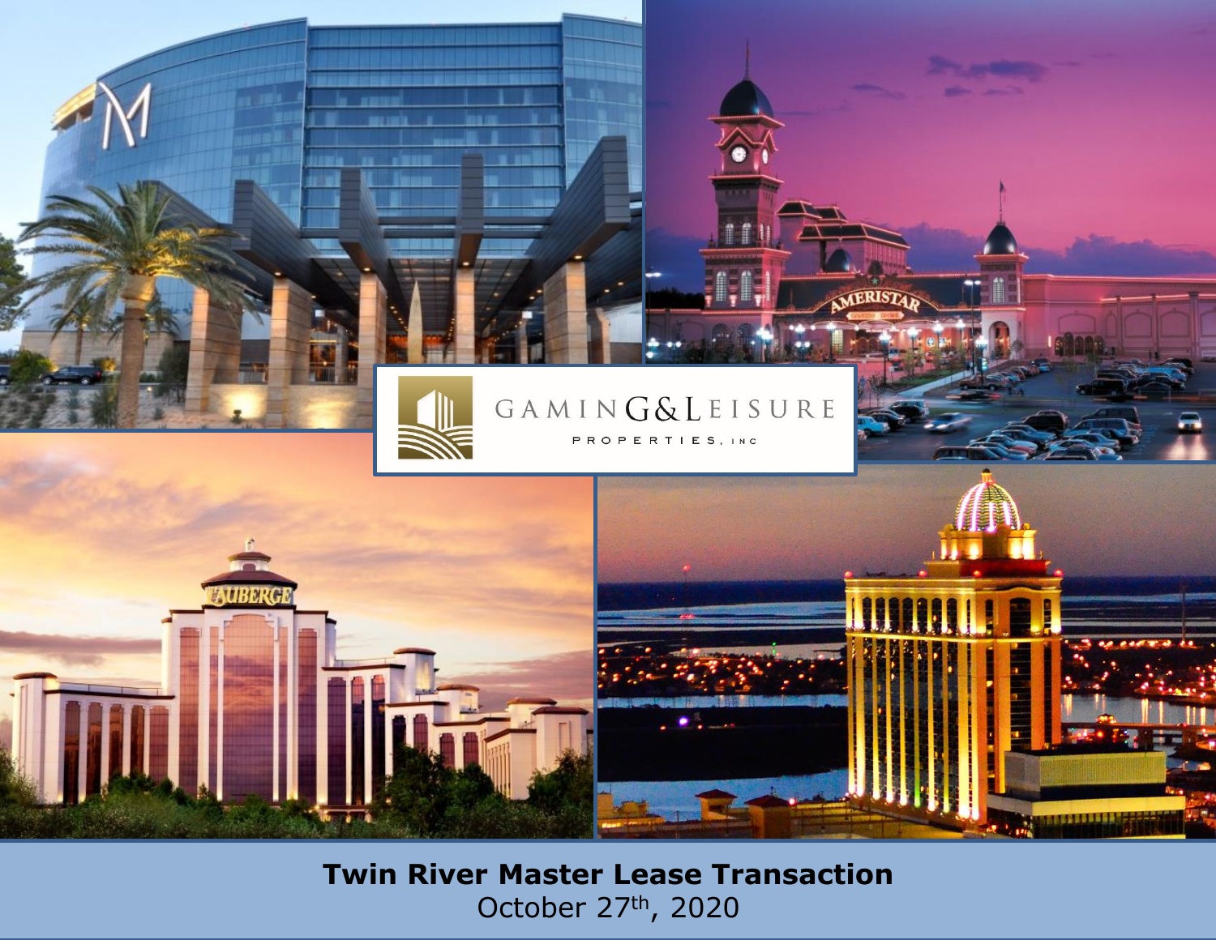GAMING & LEISURE PROPERTIES, INC

**Twin River Master Lease Transaction**
October 27th, 2020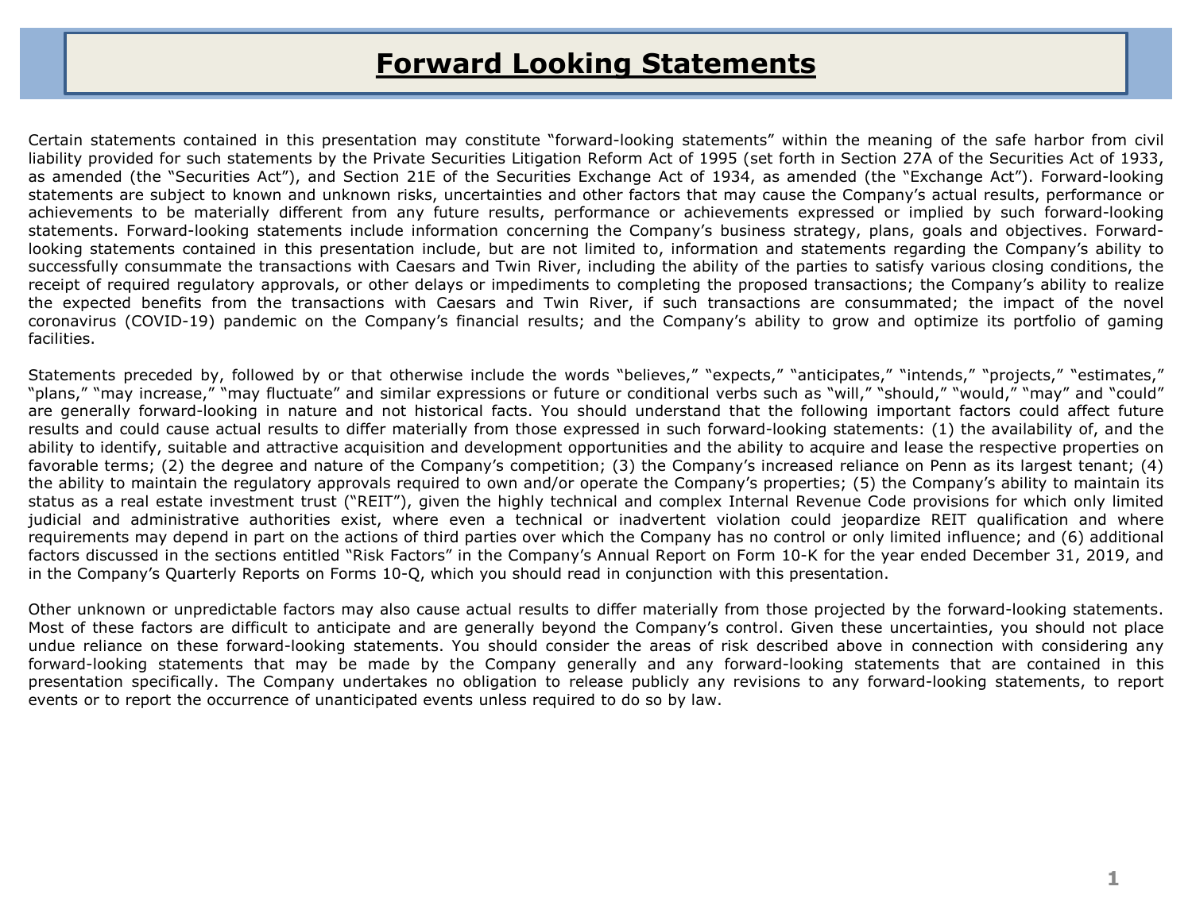# Forward Looking Statements

Certain statements contained in this presentation may constitute "forward-looking statements" within the meaning of the safe harbor from civil liability provided for such statements by the Private Securities Litigation Reform Act of 1995 (set forth in Section 27A of the Securities Act of 1933, as amended (the "Securities Act"), and Section 21E of the Securities Exchange Act of 1934, as amended (the "Exchange Act"). Forward-looking statements are subject to known and unknown risks, uncertainties and other factors that may cause the Company's actual results, performance or achievements to be materially different from any future results, performance or achievements expressed or implied by such forward-looking statements. Forward-looking statements include information concerning the Company's business strategy, plans, goals and objectives. Forward-looking statements contained in this presentation include, but are not limited to, information and statements regarding the Company's ability to successfully consummate the transactions with Caesars and Twin River, including the ability of the parties to satisfy various closing conditions, the receipt of required regulatory approvals, or other delays or impediments to completing the proposed transactions; the Company's ability to realize the expected benefits from the transactions with Caesars and Twin River, if such transactions are consummated; the impact of the novel coronavirus (COVID-19) pandemic on the Company's financial results; and the Company's ability to grow and optimize its portfolio of gaming facilities.

Statements preceded by, followed by or that otherwise include the words "believes," "expects," "anticipates," "intends," "projects," "estimates," "plans," "may increase," "may fluctuate" and similar expressions or future or conditional verbs such as "will," "should," "would," "may" and "could" are generally forward-looking in nature and not historical facts. You should understand that the following important factors could affect future results and could cause actual results to differ materially from those expressed in such forward-looking statements: (1) the availability of, and the ability to identify, suitable and attractive acquisition and development opportunities and the ability to acquire and lease the respective properties on favorable terms; (2) the degree and nature of the Company's competition; (3) the Company's increased reliance on Penn as its largest tenant; (4) the ability to maintain the regulatory approvals required to own and/or operate the Company's properties; (5) the Company's ability to maintain its status as a real estate investment trust ("REIT"), given the highly technical and complex Internal Revenue Code provisions for which only limited judicial and administrative authorities exist, where even a technical or inadvertent violation could jeopardize REIT qualification and where requirements may depend in part on the actions of third parties over which the Company has no control or only limited influence; and (6) additional factors discussed in the sections entitled "Risk Factors" in the Company's Annual Report on Form 10-K for the year ended December 31, 2019, and in the Company's Quarterly Reports on Forms 10-Q, which you should read in conjunction with this presentation.

Other unknown or unpredictable factors may also cause actual results to differ materially from those projected by the forward-looking statements. Most of these factors are difficult to anticipate and are generally beyond the Company's control. Given these uncertainties, you should not place undue reliance on these forward-looking statements. You should consider the areas of risk described above in connection with considering any forward-looking statements that may be made by the Company generally and any forward-looking statements that are contained in this presentation specifically. The Company undertakes no obligation to release publicly any revisions to any forward-looking statements, to report events or to report the occurrence of unanticipated events unless required to do so by law.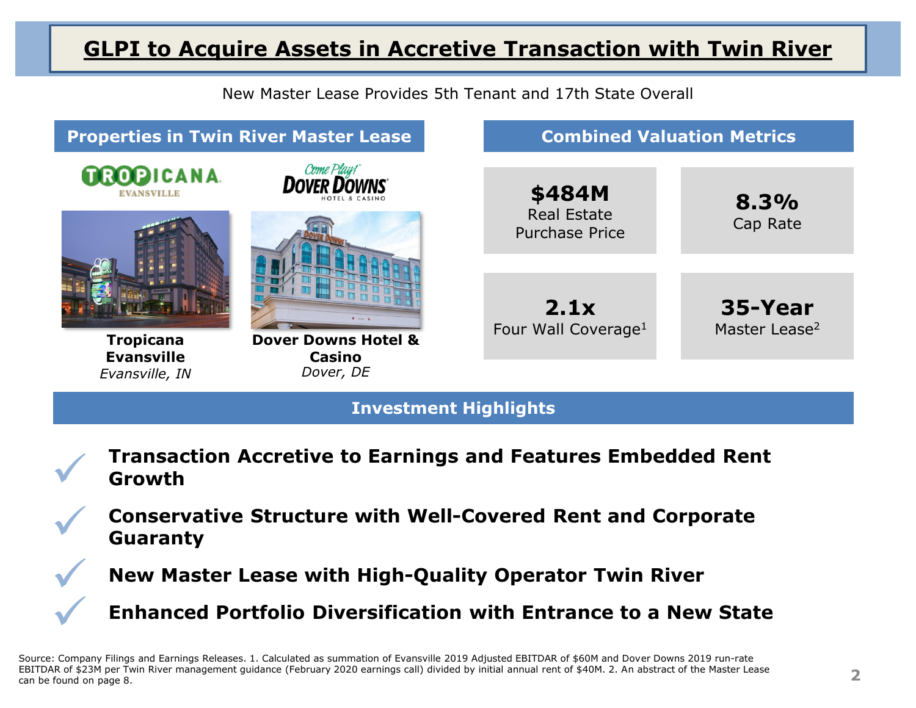# GLPI to Acquire Assets in Accretive Transaction with Twin River

New Master Lease Provides 5th Tenant and 17th State Overall

## Properties in Twin River Master Lease

**Tropicana Evansville**
*Evansville, IN*

**Dover Downs Hotel & Casino**
*Dover, DE*

## Combined Valuation Metrics

- **$484M** Real Estate Purchase Price
- **8.3%** Cap Rate
- **2.1x** Four Wall Coverage[1]
- **35-Year** Master Lease[2]

## Investment Highlights

- ✓ **Transaction Accretive to Earnings and Features Embedded Rent Growth**
- ✓ **Conservative Structure with Well-Covered Rent and Corporate Guaranty**
- ✓ **New Master Lease with High-Quality Operator Twin River**
- ✓ **Enhanced Portfolio Diversification with Entrance to a New State**

Source: Company Filings and Earnings Releases. 1. Calculated as summation of Evansville 2019 Adjusted EBITDAR of $60M and Dover Downs 2019 run-rate EBITDAR of $23M per Twin River management guidance (February 2020 earnings call) divided by initial annual rent of $40M. 2. An abstract of the Master Lease can be found on page 8.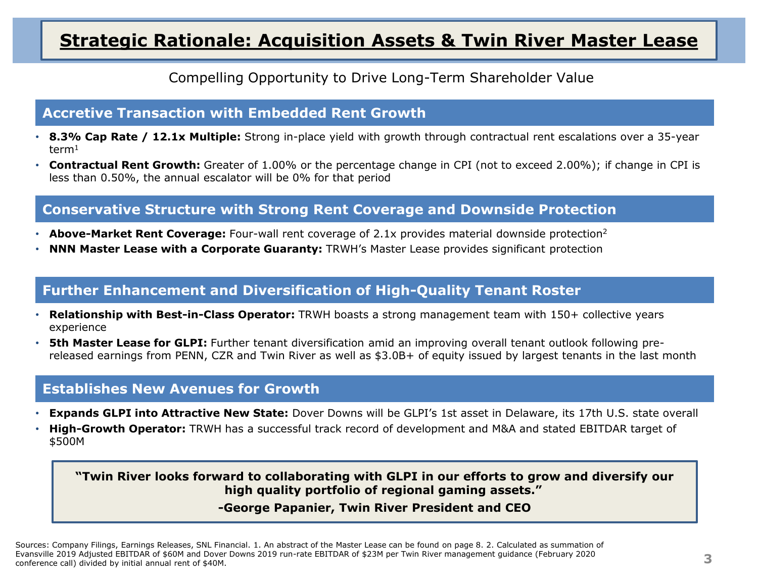# Strategic Rationale: Acquisition Assets & Twin River Master Lease

Compelling Opportunity to Drive Long-Term Shareholder Value

## Accretive Transaction with Embedded Rent Growth

- **8.3% Cap Rate / 12.1x Multiple:** Strong in-place yield with growth through contractual rent escalations over a 35-year term[1]
- **Contractual Rent Growth:** Greater of 1.00% or the percentage change in CPI (not to exceed 2.00%); if change in CPI is less than 0.50%, the annual escalator will be 0% for that period

## Conservative Structure with Strong Rent Coverage and Downside Protection

- **Above-Market Rent Coverage:** Four-wall rent coverage of 2.1x provides material downside protection[2]
- **NNN Master Lease with a Corporate Guaranty:** TRWH's Master Lease provides significant protection

## Further Enhancement and Diversification of High-Quality Tenant Roster

- **Relationship with Best-in-Class Operator:** TRWH boasts a strong management team with 150+ collective years experience
- **5th Master Lease for GLPI:** Further tenant diversification amid an improving overall tenant outlook following pre-released earnings from PENN, CZR and Twin River as well as $3.0B+ of equity issued by largest tenants in the last month

## Establishes New Avenues for Growth

- **Expands GLPI into Attractive New State:** Dover Downs will be GLPI's 1st asset in Delaware, its 17th U.S. state overall
- **High-Growth Operator:** TRWH has a successful track record of development and M&A and stated EBITDAR target of $500M

> **"Twin River looks forward to collaborating with GLPI in our efforts to grow and diversify our high quality portfolio of regional gaming assets."**
>
> **-George Papanier, Twin River President and CEO**

Sources: Company Filings, Earnings Releases, SNL Financial. 1. An abstract of the Master Lease can be found on page 8. 2. Calculated as summation of Evansville 2019 Adjusted EBITDAR of $60M and Dover Downs 2019 run-rate EBITDAR of $23M per Twin River management guidance (February 2020 conference call) divided by initial annual rent of $40M.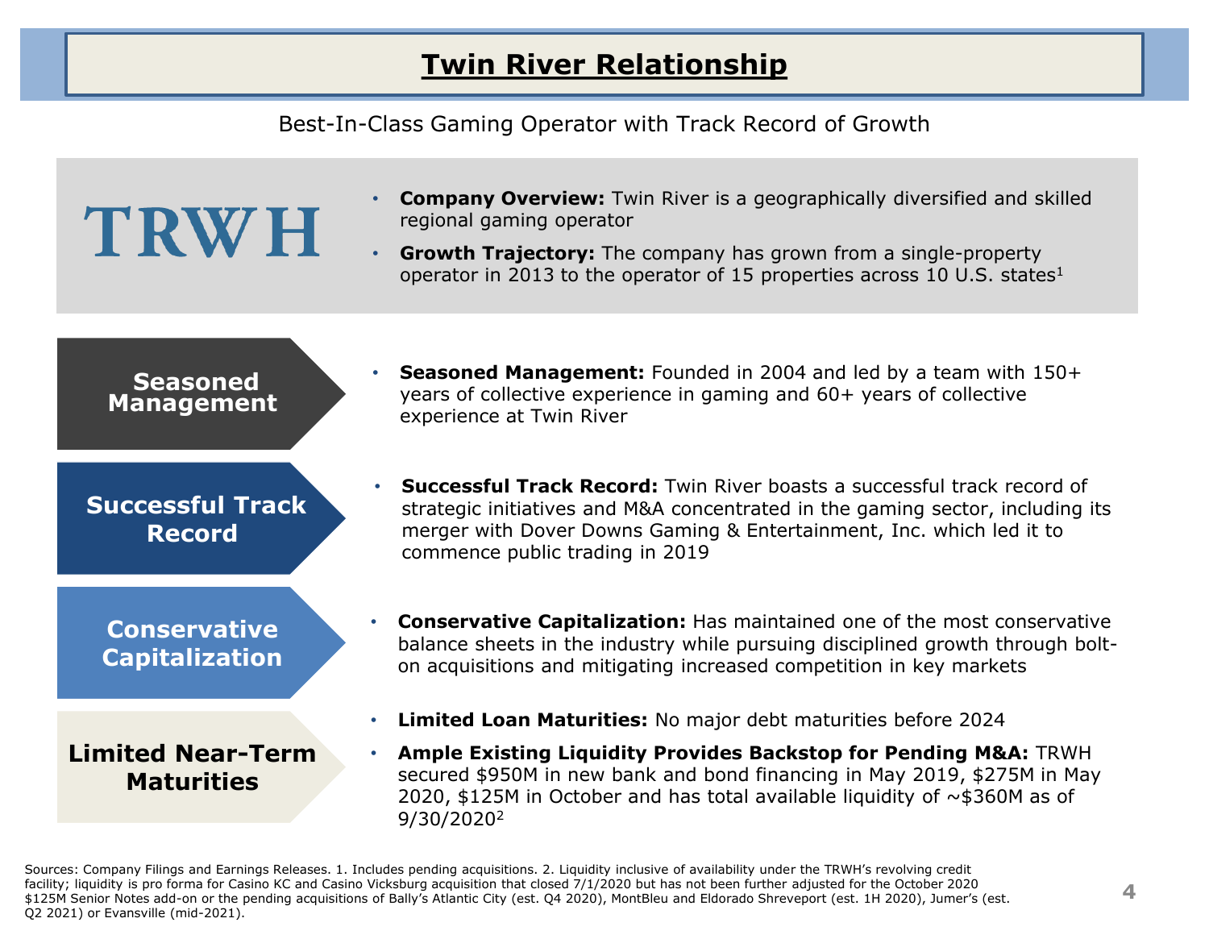# Twin River Relationship

Best-In-Class Gaming Operator with Track Record of Growth

**TRWH**

- **Company Overview:** Twin River is a geographically diversified and skilled regional gaming operator
- **Growth Trajectory:** The company has grown from a single-property operator in 2013 to the operator of 15 properties across 10 U.S. states[1]

## Seasoned Management

- **Seasoned Management:** Founded in 2004 and led by a team with 150+ years of collective experience in gaming and 60+ years of collective experience at Twin River

## Successful Track Record

- **Successful Track Record:** Twin River boasts a successful track record of strategic initiatives and M&A concentrated in the gaming sector, including its merger with Dover Downs Gaming & Entertainment, Inc. which led it to commence public trading in 2019

## Conservative Capitalization

- **Conservative Capitalization:** Has maintained one of the most conservative balance sheets in the industry while pursuing disciplined growth through bolt-on acquisitions and mitigating increased competition in key markets

## Limited Near-Term Maturities

- **Limited Loan Maturities:** No major debt maturities before 2024
- **Ample Existing Liquidity Provides Backstop for Pending M&A:** TRWH secured $950M in new bank and bond financing in May 2019, $275M in May 2020, $125M in October and has total available liquidity of ~$360M as of 9/30/2020[2]

Sources: Company Filings and Earnings Releases. 1. Includes pending acquisitions. 2. Liquidity inclusive of availability under the TRWH's revolving credit facility; liquidity is pro forma for Casino KC and Casino Vicksburg acquisition that closed 7/1/2020 but has not been further adjusted for the October 2020 $125M Senior Notes add-on or the pending acquisitions of Bally's Atlantic City (est. Q4 2020), MontBleu and Eldorado Shreveport (est. 1H 2020), Jumer's (est. Q2 2021) or Evansville (mid-2021).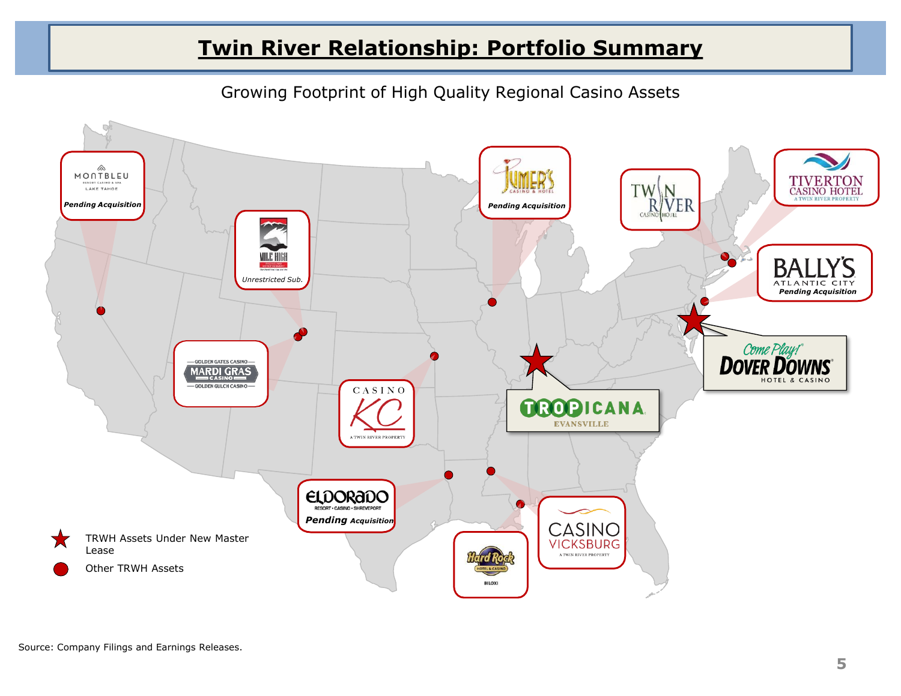# Twin River Relationship: Portfolio Summary

Growing Footprint of High Quality Regional Casino Assets

MONTBLEU RESORT CASINO & SPA LAKE TAHOE
*Pending Acquisition*

MILE HIGH
*Unrestricted Sub.*

GOLDEN GATES CASINO
MARDI GRAS CASINO
GOLDEN GULCH CASINO

JUMER'S CASINO & HOTEL
*Pending Acquisition*

CASINO KC
A TWIN RIVER PROPERTY

TWIN RIVER CASINO HOTEL

TIVERTON CASINO HOTEL
A TWIN RIVER PROPERTY

BALLY'S ATLANTIC CITY
*Pending Acquisition*

Come Play! DOVER DOWNS HOTEL & CASINO

TROPICANA EVANSVILLE

ELDORADO RESORT • CASINO • SHREVEPORT
*Pending Acquisition*

Hard Rock HOTEL & CASINO BILOXI

CASINO VICKSBURG
A TWIN RIVER PROPERTY

★ TRWH Assets Under New Master Lease

● Other TRWH Assets

Source: Company Filings and Earnings Releases.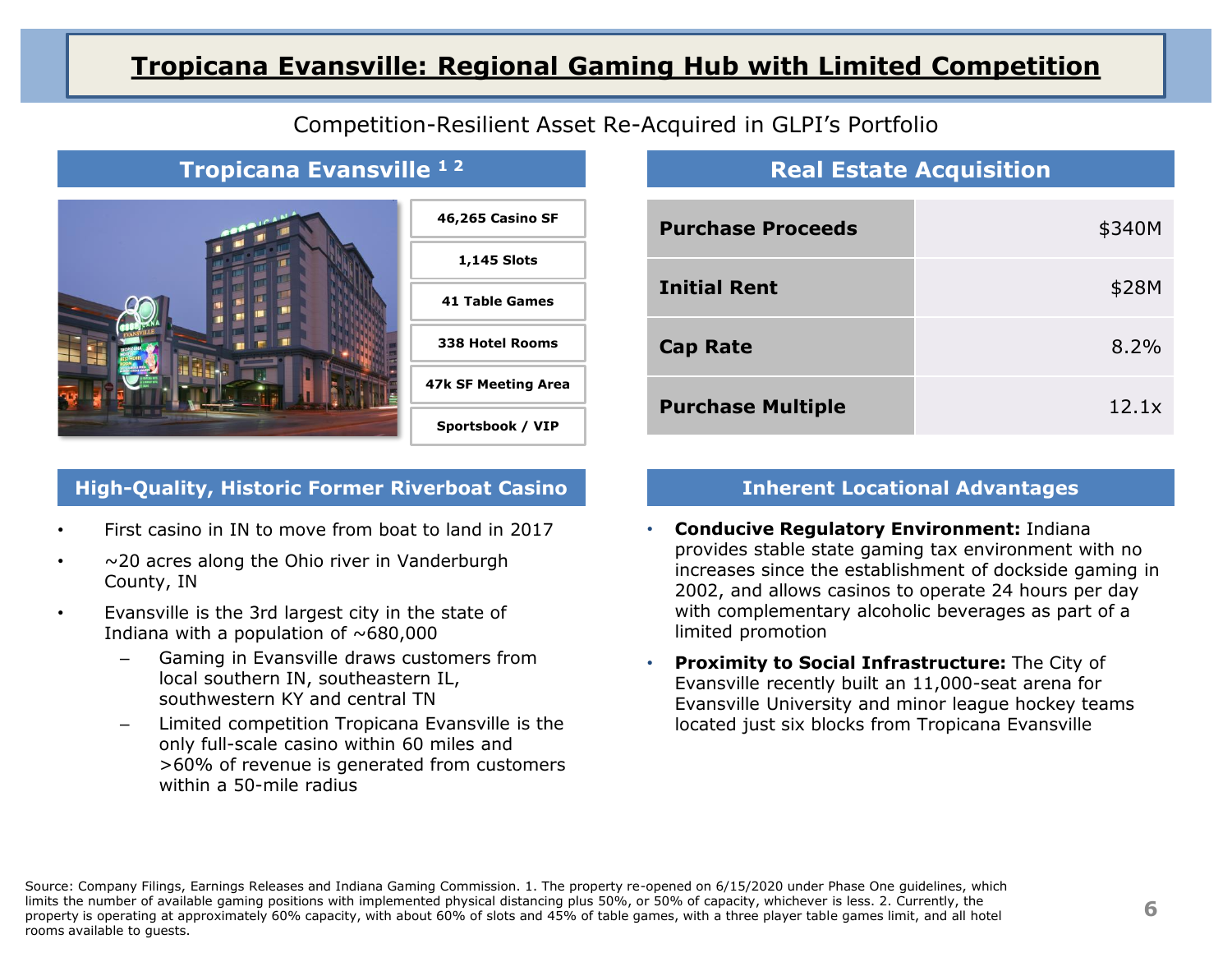# Tropicana Evansville: Regional Gaming Hub with Limited Competition

Competition-Resilient Asset Re-Acquired in GLPI's Portfolio

## Tropicana Evansville [1 2]

- 46,265 Casino SF
- 1,145 Slots
- 41 Table Games
- 338 Hotel Rooms
- 47k SF Meeting Area
- Sportsbook / VIP

## Real Estate Acquisition

| | |
|---|---|
| **Purchase Proceeds** | $340M |
| **Initial Rent** | $28M |
| **Cap Rate** | 8.2% |
| **Purchase Multiple** | 12.1x |

## High-Quality, Historic Former Riverboat Casino

- First casino in IN to move from boat to land in 2017
- ~20 acres along the Ohio river in Vanderburgh County, IN
- Evansville is the 3rd largest city in the state of Indiana with a population of ~680,000
  - Gaming in Evansville draws customers from local southern IN, southeastern IL, southwestern KY and central TN
  - Limited competition Tropicana Evansville is the only full-scale casino within 60 miles and >60% of revenue is generated from customers within a 50-mile radius

## Inherent Locational Advantages

- **Conducive Regulatory Environment:** Indiana provides stable state gaming tax environment with no increases since the establishment of dockside gaming in 2002, and allows casinos to operate 24 hours per day with complementary alcoholic beverages as part of a limited promotion
- **Proximity to Social Infrastructure:** The City of Evansville recently built an 11,000-seat arena for Evansville University and minor league hockey teams located just six blocks from Tropicana Evansville

Source: Company Filings, Earnings Releases and Indiana Gaming Commission. 1. The property re-opened on 6/15/2020 under Phase One guidelines, which limits the number of available gaming positions with implemented physical distancing plus 50%, or 50% of capacity, whichever is less. 2. Currently, the property is operating at approximately 60% capacity, with about 60% of slots and 45% of table games, with a three player table games limit, and all hotel rooms available to guests.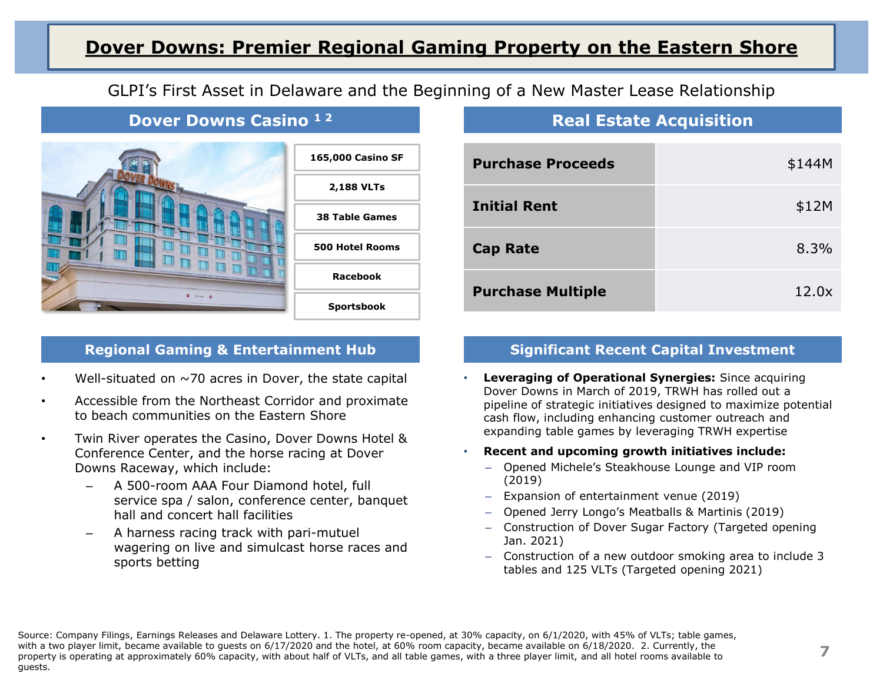# Dover Downs: Premier Regional Gaming Property on the Eastern Shore

GLPI's First Asset in Delaware and the Beginning of a New Master Lease Relationship

## Dover Downs Casino [1,2]

- 165,000 Casino SF
- 2,188 VLTs
- 38 Table Games
- 500 Hotel Rooms
- Racebook
- Sportsbook

## Real Estate Acquisition

| | |
|---|---|
| **Purchase Proceeds** | $144M |
| **Initial Rent** | $12M |
| **Cap Rate** | 8.3% |
| **Purchase Multiple** | 12.0x |

## Regional Gaming & Entertainment Hub

- Well-situated on ~70 acres in Dover, the state capital
- Accessible from the Northeast Corridor and proximate to beach communities on the Eastern Shore
- Twin River operates the Casino, Dover Downs Hotel & Conference Center, and the horse racing at Dover Downs Raceway, which include:
  - A 500-room AAA Four Diamond hotel, full service spa / salon, conference center, banquet hall and concert hall facilities
  - A harness racing track with pari-mutuel wagering on live and simulcast horse races and sports betting

## Significant Recent Capital Investment

- **Leveraging of Operational Synergies:** Since acquiring Dover Downs in March of 2019, TRWH has rolled out a pipeline of strategic initiatives designed to maximize potential cash flow, including enhancing customer outreach and expanding table games by leveraging TRWH expertise
- **Recent and upcoming growth initiatives include:**
  - Opened Michele's Steakhouse Lounge and VIP room (2019)
  - Expansion of entertainment venue (2019)
  - Opened Jerry Longo's Meatballs & Martinis (2019)
  - Construction of Dover Sugar Factory (Targeted opening Jan. 2021)
  - Construction of a new outdoor smoking area to include 3 tables and 125 VLTs (Targeted opening 2021)

Source: Company Filings, Earnings Releases and Delaware Lottery. 1. The property re-opened, at 30% capacity, on 6/1/2020, with 45% of VLTs; table games, with a two player limit, became available to guests on 6/17/2020 and the hotel, at 60% room capacity, became available on 6/18/2020. 2. Currently, the property is operating at approximately 60% capacity, with about half of VLTs, and all table games, with a three player limit, and all hotel rooms available to guests.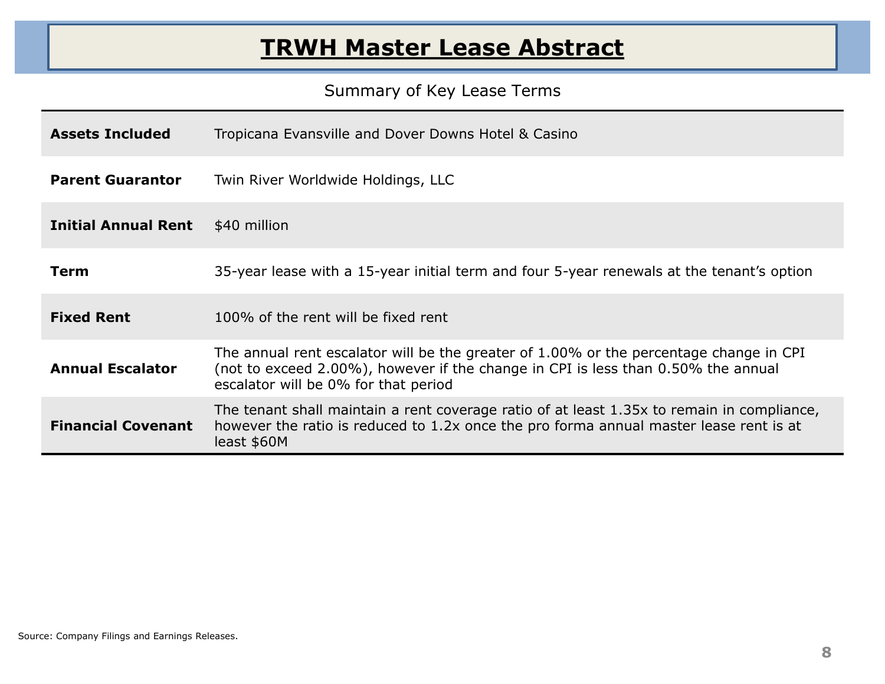# TRWH Master Lease Abstract

Summary of Key Lease Terms

| | |
|---|---|
| **Assets Included** | Tropicana Evansville and Dover Downs Hotel & Casino |
| **Parent Guarantor** | Twin River Worldwide Holdings, LLC |
| **Initial Annual Rent** | $40 million |
| **Term** | 35-year lease with a 15-year initial term and four 5-year renewals at the tenant's option |
| **Fixed Rent** | 100% of the rent will be fixed rent |
| **Annual Escalator** | The annual rent escalator will be the greater of 1.00% or the percentage change in CPI (not to exceed 2.00%), however if the change in CPI is less than 0.50% the annual escalator will be 0% for that period |
| **Financial Covenant** | The tenant shall maintain a rent coverage ratio of at least 1.35x to remain in compliance, however the ratio is reduced to 1.2x once the pro forma annual master lease rent is at least $60M |

Source: Company Filings and Earnings Releases.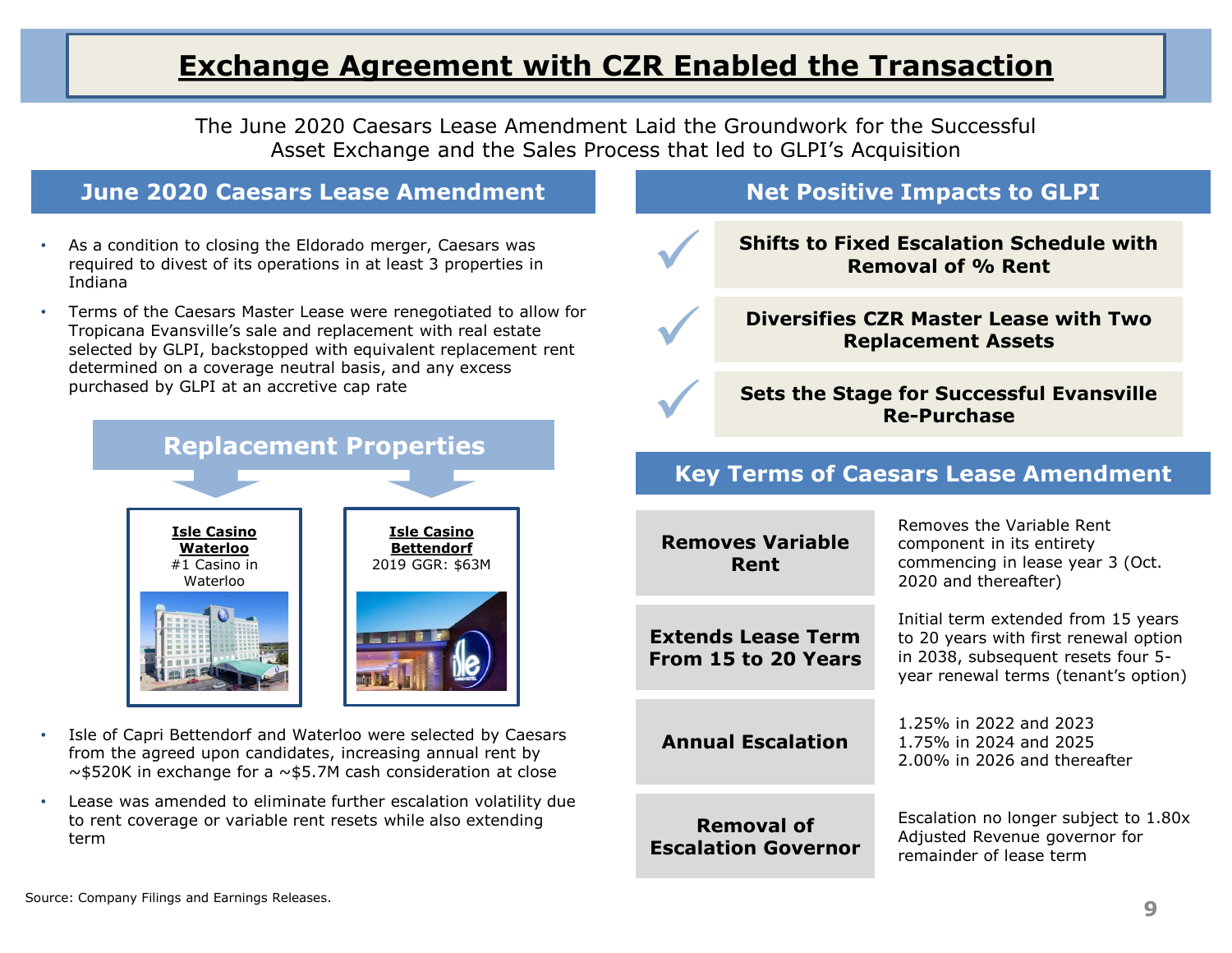# Exchange Agreement with CZR Enabled the Transaction

The June 2020 Caesars Lease Amendment Laid the Groundwork for the Successful Asset Exchange and the Sales Process that led to GLPI's Acquisition

## June 2020 Caesars Lease Amendment

- As a condition to closing the Eldorado merger, Caesars was required to divest of its operations in at least 3 properties in Indiana
- Terms of the Caesars Master Lease were renegotiated to allow for Tropicana Evansville's sale and replacement with real estate selected by GLPI, backstopped with equivalent replacement rent determined on a coverage neutral basis, and any excess purchased by GLPI at an accretive cap rate

### Replacement Properties

**Isle Casino Waterloo**
#1 Casino in Waterloo

**Isle Casino Bettendorf**
2019 GGR: $63M

- Isle of Capri Bettendorf and Waterloo were selected by Caesars from the agreed upon candidates, increasing annual rent by ~$520K in exchange for a ~$5.7M cash consideration at close
- Lease was amended to eliminate further escalation volatility due to rent coverage or variable rent resets while also extending term

## Net Positive Impacts to GLPI

- ✓ **Shifts to Fixed Escalation Schedule with Removal of % Rent**
- ✓ **Diversifies CZR Master Lease with Two Replacement Assets**
- ✓ **Sets the Stage for Successful Evansville Re-Purchase**

## Key Terms of Caesars Lease Amendment

| Term | Description |
|---|---|
| **Removes Variable Rent** | Removes the Variable Rent component in its entirety commencing in lease year 3 (Oct. 2020 and thereafter) |
| **Extends Lease Term From 15 to 20 Years** | Initial term extended from 15 years to 20 years with first renewal option in 2038, subsequent resets four 5-year renewal terms (tenant's option) |
| **Annual Escalation** | 1.25% in 2022 and 2023<br>1.75% in 2024 and 2025<br>2.00% in 2026 and thereafter |
| **Removal of Escalation Governor** | Escalation no longer subject to 1.80x Adjusted Revenue governor for remainder of lease term |

Source: Company Filings and Earnings Releases.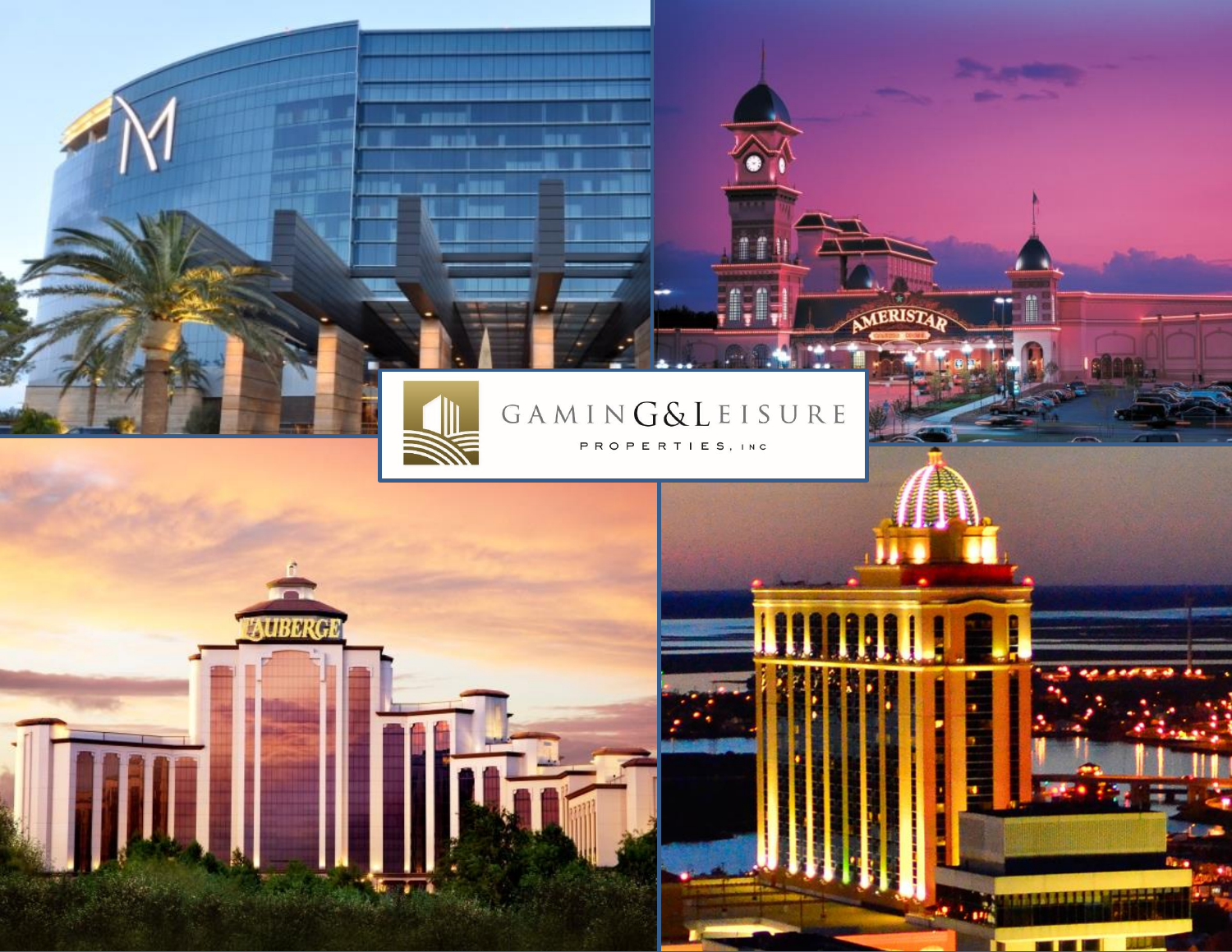GAMING & LEISURE

PROPERTIES, INC